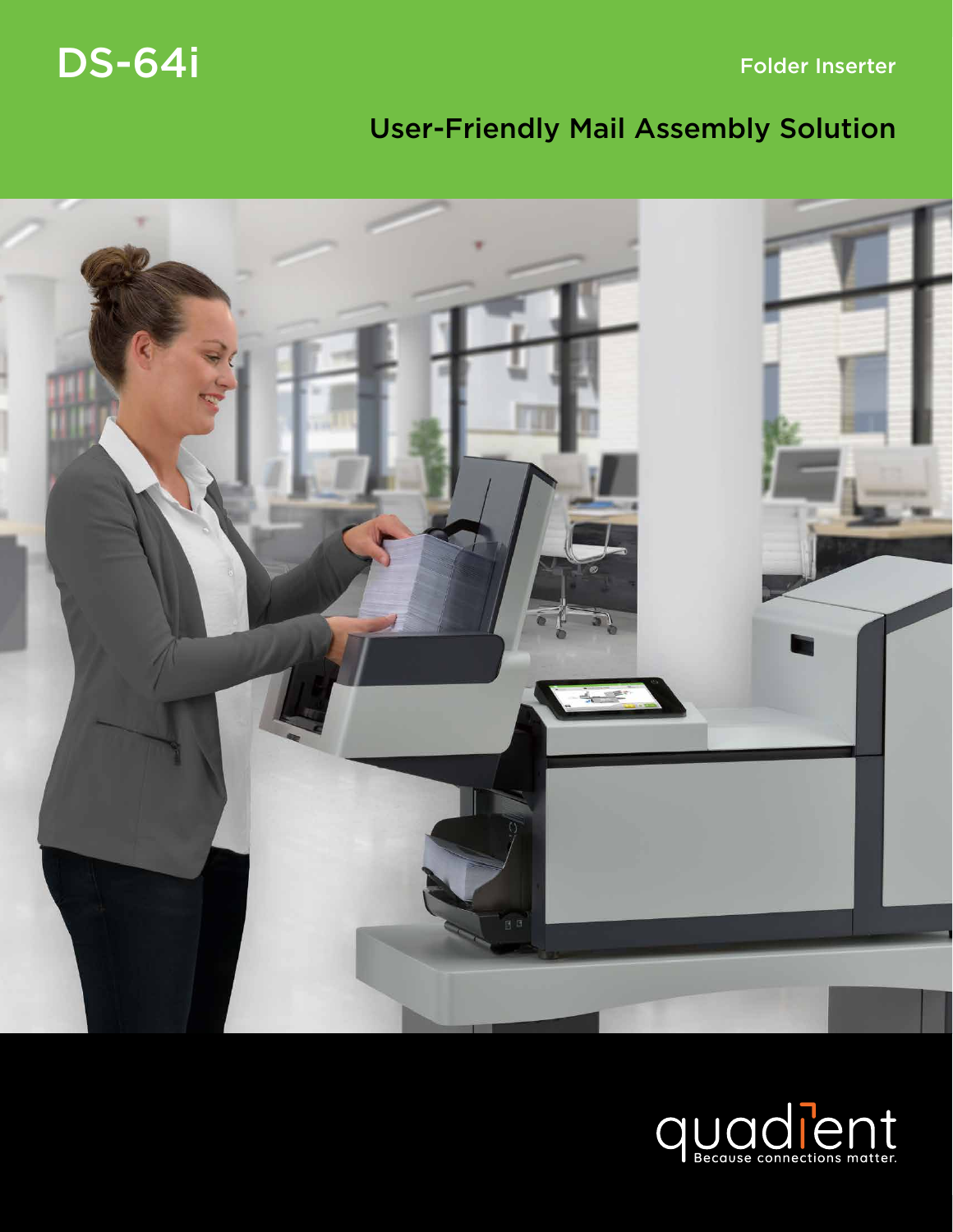# DS-64i

Folder Inserter

## User-Friendly Mail Assembly Solution

quadient

Because connections matter.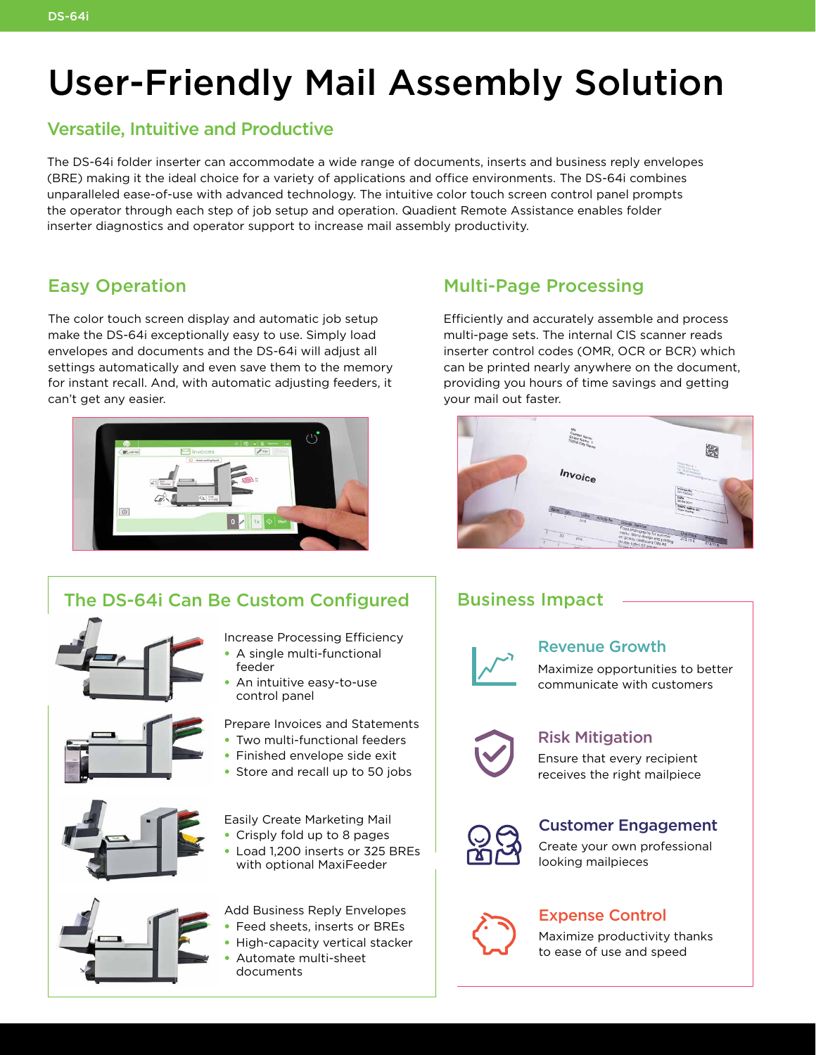# User-Friendly Mail Assembly Solution

## Versatile, Intuitive and Productive

The DS-64i folder inserter can accommodate a wide range of documents, inserts and business reply envelopes (BRE) making it the ideal choice for a variety of applications and office environments. The DS-64i combines unparalleled ease-of-use with advanced technology. The intuitive color touch screen control panel prompts the operator through each step of job setup and operation. Quadient Remote Assistance enables folder inserter diagnostics and operator support to increase mail assembly productivity.

## Easy Operation

The color touch screen display and automatic job setup make the DS-64i exceptionally easy to use. Simply load envelopes and documents and the DS-64i will adjust all settings automatically and even save them to the memory for instant recall. And, with automatic adjusting feeders, it can't get any easier.

## Multi-Page Processing

Efficiently and accurately assemble and process multi-page sets. The internal CIS scanner reads inserter control codes (OMR, OCR or BCR) which can be printed nearly anywhere on the document, providing you hours of time savings and getting your mail out faster.

## The DS-64i Can Be Custom Configured

Increase Processing Efficiency
- A single multi-functional feeder
- An intuitive easy-to-use control panel

Prepare Invoices and Statements
- Two multi-functional feeders
- Finished envelope side exit
- Store and recall up to 50 jobs

Easily Create Marketing Mail
- Crisply fold up to 8 pages
- Load 1,200 inserts or 325 BREs with optional MaxiFeeder

Add Business Reply Envelopes
- Feed sheets, inserts or BREs
- High-capacity vertical stacker
- Automate multi-sheet documents

## Business Impact

### Revenue Growth

Maximize opportunities to better communicate with customers

### Risk Mitigation

Ensure that every recipient receives the right mailpiece

### Customer Engagement

Create your own professional looking mailpieces

### Expense Control

Maximize productivity thanks to ease of use and speed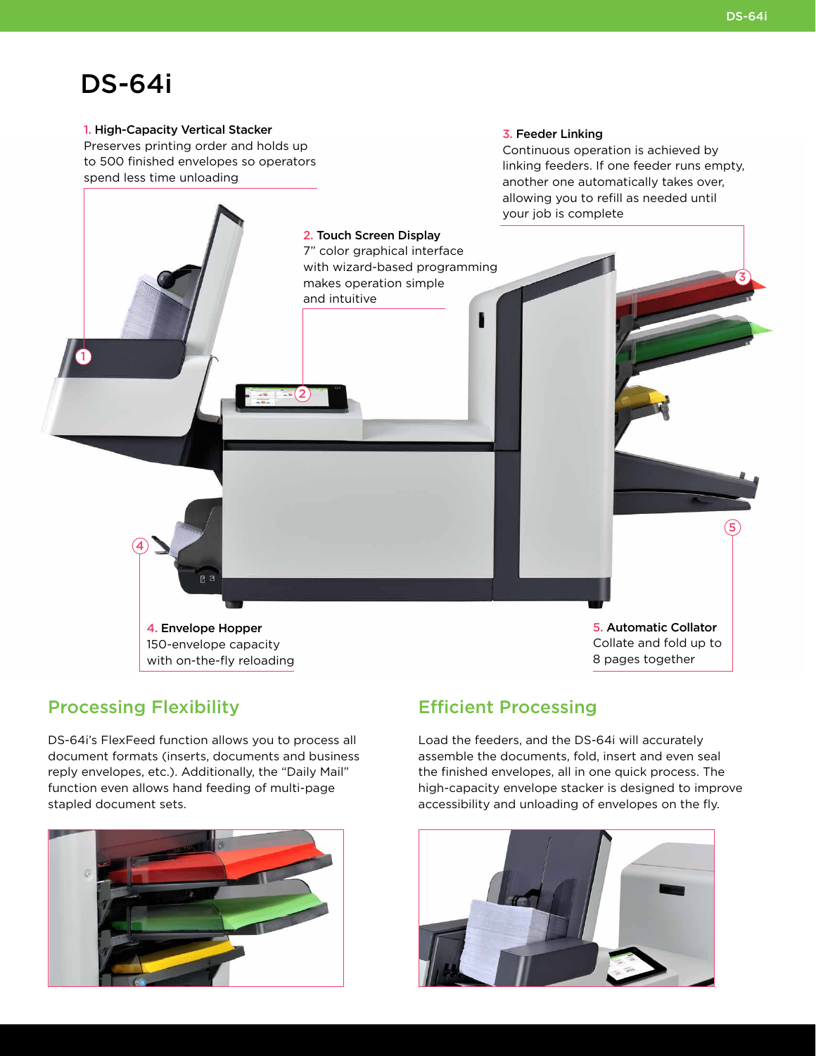# DS-64i

**1. High-Capacity Vertical Stacker**
Preserves printing order and holds up to 500 finished envelopes so operators spend less time unloading

**2. Touch Screen Display**
7" color graphical interface with wizard-based programming makes operation simple and intuitive

**3. Feeder Linking**
Continuous operation is achieved by linking feeders. If one feeder runs empty, another one automatically takes over, allowing you to refill as needed until your job is complete

**4. Envelope Hopper**
150-envelope capacity with on-the-fly reloading

**5. Automatic Collator**
Collate and fold up to 8 pages together

## Processing Flexibility

DS-64i's FlexFeed function allows you to process all document formats (inserts, documents and business reply envelopes, etc.). Additionally, the "Daily Mail" function even allows hand feeding of multi-page stapled document sets.

## Efficient Processing

Load the feeders, and the DS-64i will accurately assemble the documents, fold, insert and even seal the finished envelopes, all in one quick process. The high-capacity envelope stacker is designed to improve accessibility and unloading of envelopes on the fly.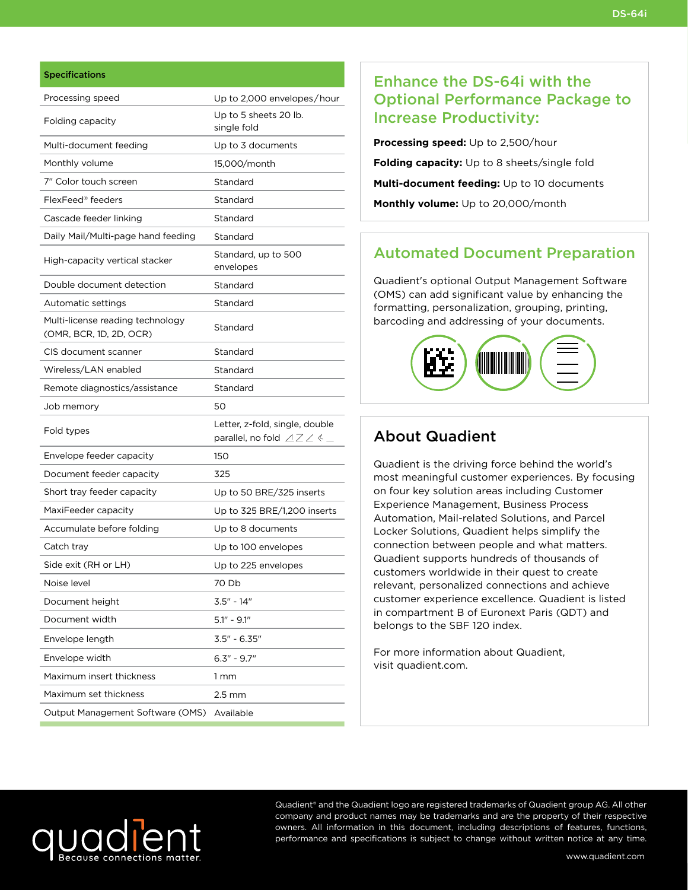| Specifications | |
|---|---|
| Processing speed | Up to 2,000 envelopes/hour |
| Folding capacity | Up to 5 sheets 20 lb. single fold |
| Multi-document feeding | Up to 3 documents |
| Monthly volume | 15,000/month |
| 7" Color touch screen | Standard |
| FlexFeed® feeders | Standard |
| Cascade feeder linking | Standard |
| Daily Mail/Multi-page hand feeding | Standard |
| High-capacity vertical stacker | Standard, up to 500 envelopes |
| Double document detection | Standard |
| Automatic settings | Standard |
| Multi-license reading technology (OMR, BCR, 1D, 2D, OCR) | Standard |
| CIS document scanner | Standard |
| Wireless/LAN enabled | Standard |
| Remote diagnostics/assistance | Standard |
| Job memory | 50 |
| Fold types | Letter, z-fold, single, double parallel, no fold |
| Envelope feeder capacity | 150 |
| Document feeder capacity | 325 |
| Short tray feeder capacity | Up to 50 BRE/325 inserts |
| MaxiFeeder capacity | Up to 325 BRE/1,200 inserts |
| Accumulate before folding | Up to 8 documents |
| Catch tray | Up to 100 envelopes |
| Side exit (RH or LH) | Up to 225 envelopes |
| Noise level | 70 Db |
| Document height | 3.5" - 14" |
| Document width | 5.1" - 9.1" |
| Envelope length | 3.5" - 6.35" |
| Envelope width | 6.3" - 9.7" |
| Maximum insert thickness | 1 mm |
| Maximum set thickness | 2.5 mm |
| Output Management Software (OMS) | Available |

## Enhance the DS-64i with the Optional Performance Package to Increase Productivity:

**Processing speed:** Up to 2,500/hour

**Folding capacity:** Up to 8 sheets/single fold

**Multi-document feeding:** Up to 10 documents

**Monthly volume:** Up to 20,000/month

## Automated Document Preparation

Quadient's optional Output Management Software (OMS) can add significant value by enhancing the formatting, personalization, grouping, printing, barcoding and addressing of your documents.

## About Quadient

Quadient is the driving force behind the world's most meaningful customer experiences. By focusing on four key solution areas including Customer Experience Management, Business Process Automation, Mail-related Solutions, and Parcel Locker Solutions, Quadient helps simplify the connection between people and what matters. Quadient supports hundreds of thousands of customers worldwide in their quest to create relevant, personalized connections and achieve customer experience excellence. Quadient is listed in compartment B of Euronext Paris (QDT) and belongs to the SBF 120 index.

For more information about Quadient, visit quadient.com.

quadient
Because connections matter.

Quadient® and the Quadient logo are registered trademarks of Quadient group AG. All other company and product names may be trademarks and are the property of their respective owners. All information in this document, including descriptions of features, functions, performance and specifications is subject to change without written notice at any time.

www.quadient.com